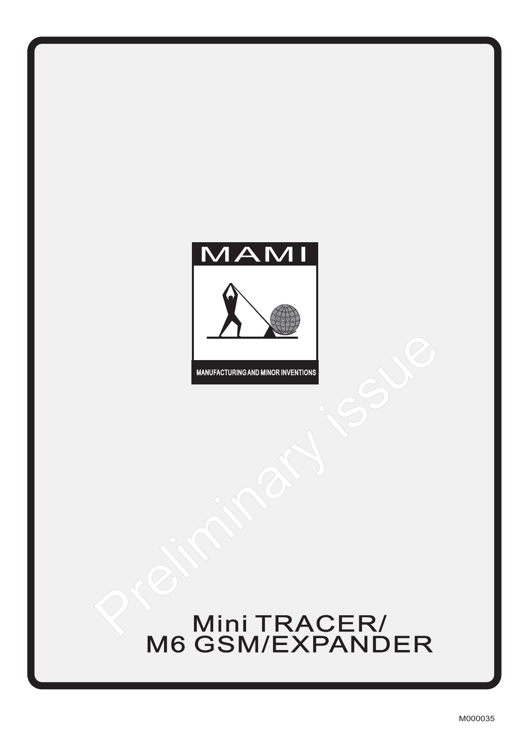MAMI

MANUFACTURING AND MINOR INVENTIONS

Preliminary issue

# Mini TRACER/ M6 GSM/EXPANDER

M000035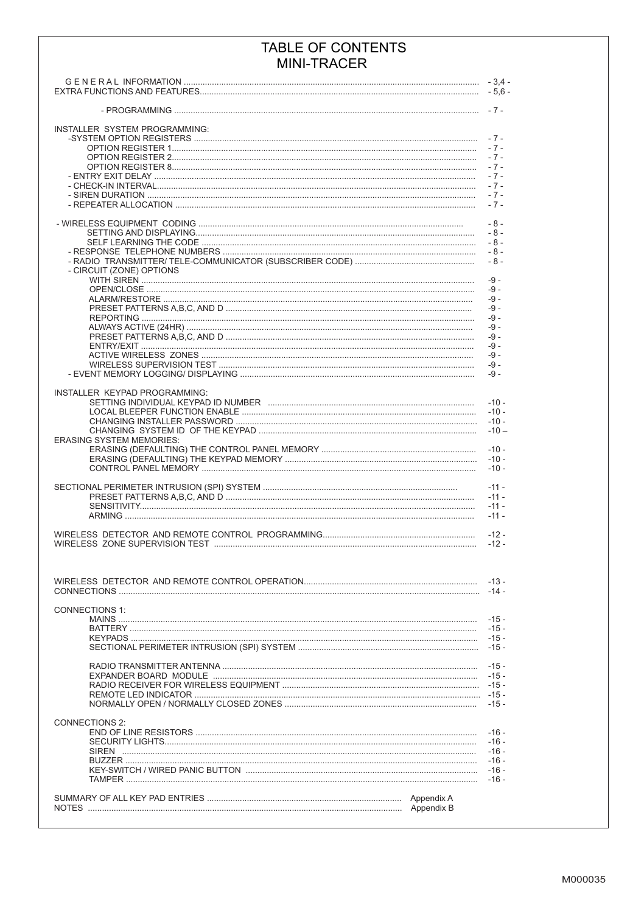# TABLE OF CONTENTS
## MINI-TRACER

| | |
|---|---|
| GENERAL INFORMATION | - 3,4 - |
| EXTRA FUNCTIONS AND FEATURES | - 5,6 - |
| - PROGRAMMING | - 7 - |
| **INSTALLER SYSTEM PROGRAMMING:** | |
| -SYSTEM OPTION REGISTERS | - 7 - |
| OPTION REGISTER 1 | - 7 - |
| OPTION REGISTER 2 | - 7 - |
| OPTION REGISTER 8 | - 7 - |
| - ENTRY EXIT DELAY | - 7 - |
| - CHECK-IN INTERVAL | - 7 - |
| - SIREN DURATION | - 7 - |
| - REPEATER ALLOCATION | - 7 - |
| - WIRELESS EQUIPMENT CODING | - 8 - |
| SETTING AND DISPLAYING | - 8 - |
| SELF LEARNING THE CODE | - 8 - |
| - RESPONSE TELEPHONE NUMBERS | - 8 - |
| - RADIO TRANSMITTER/ TELE-COMMUNICATOR (SUBSCRIBER CODE) | - 8 - |
| - CIRCUIT (ZONE) OPTIONS | |
| WITH SIREN | -9 - |
| OPEN/CLOSE | -9 - |
| ALARM/RESTORE | -9 - |
| PRESET PATTERNS A,B,C, AND D | -9 - |
| REPORTING | -9 - |
| ALWAYS ACTIVE (24HR) | -9 - |
| PRESET PATTERNS A,B,C, AND D | -9 - |
| ENTRY/EXIT | -9 - |
| ACTIVE WIRELESS ZONES | -9 - |
| WIRELESS SUPERVISION TEST | -9 - |
| - EVENT MEMORY LOGGING/ DISPLAYING | -9 - |
| **INSTALLER KEYPAD PROGRAMMING:** | |
| SETTING INDIVIDUAL KEYPAD ID NUMBER | -10 - |
| LOCAL BLEEPER FUNCTION ENABLE | -10 - |
| CHANGING INSTALLER PASSWORD | -10 - |
| CHANGING SYSTEM ID OF THE KEYPAD | -10 – |
| **ERASING SYSTEM MEMORIES:** | |
| ERASING (DEFAULTING) THE CONTROL PANEL MEMORY | -10 - |
| ERASING (DEFAULTING) THE KEYPAD MEMORY | -10 - |
| CONTROL PANEL MEMORY | -10 - |
| SECTIONAL PERIMETER INTRUSION (SPI) SYSTEM | -11 - |
| PRESET PATTERNS A,B,C, AND D | -11 - |
| SENSITIVITY | -11 - |
| ARMING | -11 - |
| WIRELESS DETECTOR AND REMOTE CONTROL PROGRAMMING | -12 - |
| WIRELESS ZONE SUPERVISION TEST | -12 - |
| WIRELESS DETECTOR AND REMOTE CONTROL OPERATION | -13 - |
| CONNECTIONS | -14 - |
| **CONNECTIONS 1:** | |
| MAINS | -15 - |
| BATTERY | -15 - |
| KEYPADS | -15 - |
| SECTIONAL PERIMETER INTRUSION (SPI) SYSTEM | -15 - |
| RADIO TRANSMITTER ANTENNA | -15 - |
| EXPANDER BOARD MODULE | -15 - |
| RADIO RECEIVER FOR WIRELESS EQUIPMENT | -15 - |
| REMOTE LED INDICATOR | -15 - |
| NORMALLY OPEN / NORMALLY CLOSED ZONES | -15 - |
| **CONNECTIONS 2:** | |
| END OF LINE RESISTORS | -16 - |
| SECURITY LIGHTS | -16 - |
| SIREN | -16 - |
| BUZZER | -16 - |
| KEY-SWITCH / WIRED PANIC BUTTON | -16 - |
| TAMPER | -16 - |
| SUMMARY OF ALL KEY PAD ENTRIES | Appendix A |
| NOTES | Appendix B |

M000035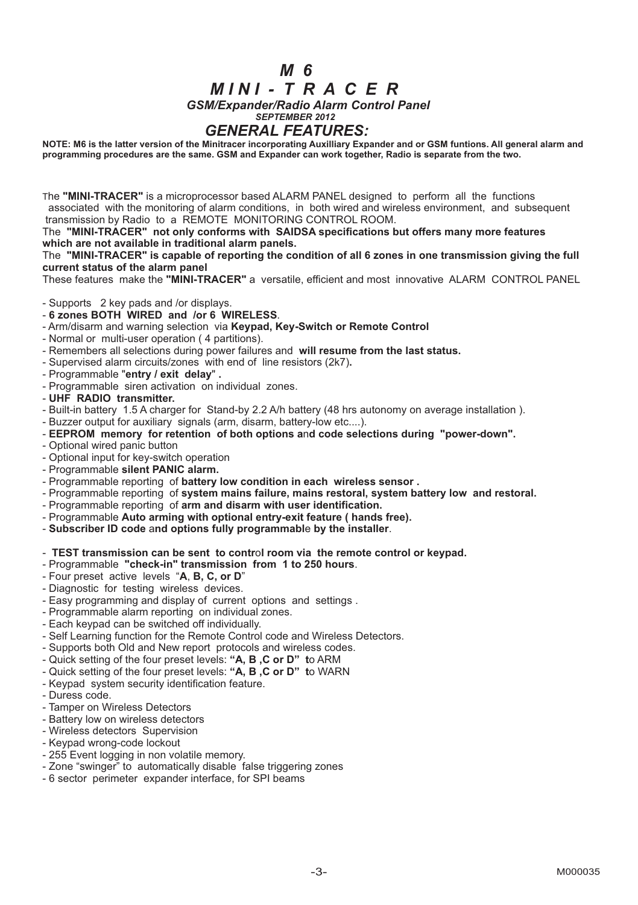# *M 6*

# *M I N I - T R A C E R*

### *GSM/Expander/Radio Alarm Control Panel*

***SEPTEMBER 2012***

## *GENERAL FEATURES:*

**NOTE: M6 is the latter version of the Minitracer incorporating Auxilliary Expander and or GSM funtions. All general alarm and programming procedures are the same. GSM and Expander can work together, Radio is separate from the two.**

The **"MINI-TRACER"** is a microprocessor based ALARM PANEL designed to perform all the functions associated with the monitoring of alarm conditions, in both wired and wireless environment, and subsequent transmission by Radio to a REMOTE MONITORING CONTROL ROOM.
The **"MINI-TRACER" not only conforms with SAIDSA specifications but offers many more features which are not available in traditional alarm panels.**
The **"MINI-TRACER" is capable of reporting the condition of all 6 zones in one transmission giving the full current status of the alarm panel**
These features make the **"MINI-TRACER"** a versatile, efficient and most innovative ALARM CONTROL PANEL

- Supports 2 key pads and /or displays.
- **6 zones BOTH WIRED and /or 6 WIRELESS**.
- Arm/disarm and warning selection via **Keypad, Key-Switch or Remote Control**
- Normal or multi-user operation ( 4 partitions).
- Remembers all selections during power failures and **will resume from the last status.**
- Supervised alarm circuits/zones with end of line resistors (2k7)**.**
- Programmable "**entry / exit delay**" **.**
- Programmable siren activation on individual zones.
- **UHF RADIO transmitter.**
- Built-in battery 1.5 A charger for Stand-by 2.2 A/h battery (48 hrs autonomy on average installation ).
- Buzzer output for auxiliary signals (arm, disarm, battery-low etc....).
- **EEPROM memory for retention of both options and code selections during "power-down".**
- Optional wired panic button
- Optional input for key-switch operation
- Programmable **silent PANIC alarm.**
- Programmable reporting of **battery low condition in each wireless sensor .**
- Programmable reporting of **system mains failure, mains restoral, system battery low and restoral.**
- Programmable reporting of **arm and disarm with user identification.**
- Programmable **Auto arming with optional entry-exit feature ( hands free).**
- **Subscriber ID code and options fully programmable by the installer**.

- **TEST transmission can be sent to control room via the remote control or keypad.**
- Programmable **"check-in" transmission from 1 to 250 hours**.
- Four preset active levels "**A**, **B, C, or D**"
- Diagnostic for testing wireless devices.
- Easy programming and display of current options and settings .
- Programmable alarm reporting on individual zones.
- Each keypad can be switched off individually.
- Self Learning function for the Remote Control code and Wireless Detectors.
- Supports both Old and New report protocols and wireless codes.
- Quick setting of the four preset levels: **"A, B ,C or D" t**o ARM
- Quick setting of the four preset levels: **"A, B ,C or D" t**o WARN
- Keypad system security identification feature.
- Duress code.
- Tamper on Wireless Detectors
- Battery low on wireless detectors
- Wireless detectors Supervision
- Keypad wrong-code lockout
- 255 Event logging in non volatile memory.
- Zone "swinger" to automatically disable false triggering zones
- 6 sector perimeter expander interface, for SPI beams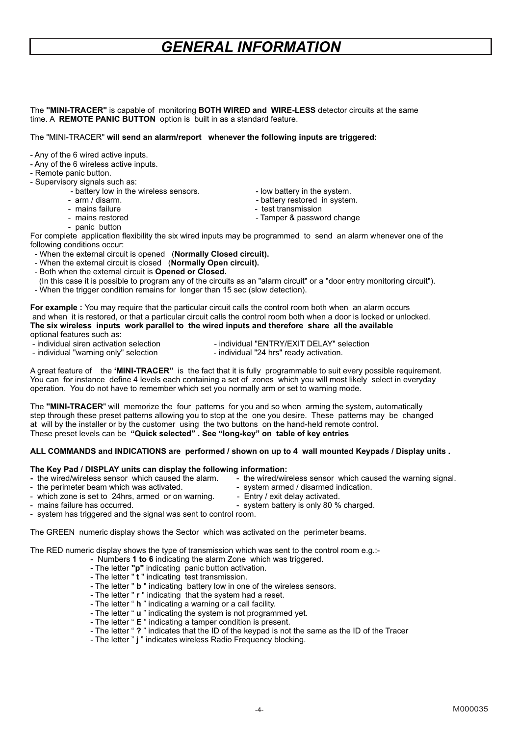# GENERAL INFORMATION

The **"MINI-TRACER"** is capable of monitoring **BOTH WIRED and WIRE-LESS** detector circuits at the same time. A **REMOTE PANIC BUTTON** option is built in as a standard feature.

The "MINI-TRACER" **will send an alarm/report whenever the following inputs are triggered:**

- Any of the 6 wired active inputs.
- Any of the 6 wireless active inputs.
- Remote panic button.
- Supervisory signals such as:
  - battery low in the wireless sensors.
  - arm / disarm.
  - mains failure
  - mains restored
  - panic button
  - low battery in the system.
  - battery restored in system.
  - test transmission
  - Tamper & password change

For complete application flexibility the six wired inputs may be programmed to send an alarm whenever one of the following conditions occur:

- When the external circuit is opened (**Normally Closed circuit).**
- When the external circuit is closed (**Normally Open circuit).**
- Both when the external circuit is **Opened or Closed.**
  (In this case it is possible to program any of the circuits as an "alarm circuit" or a "door entry monitoring circuit").
- When the trigger condition remains for longer than 15 sec (slow detection).

**For example :** You may require that the particular circuit calls the control room both when an alarm occurs and when it is restored, or that a particular circuit calls the control room both when a door is locked or unlocked.
**The six wireless inputs work parallel to the wired inputs and therefore share all the available** optional features such as:

- individual siren activation selection
- individual "warning only" selection
- individual "ENTRY/EXIT DELAY" selection
- individual "24 hrs" ready activation.

A great feature of the **'MINI-TRACER"** is the fact that it is fully programmable to suit every possible requirement. You can for instance define 4 levels each containing a set of zones which you will most likely select in everyday operation. You do not have to remember which set you normally arm or set to warning mode.

The **"MINI-TRACER**" will memorize the four patterns for you and so when arming the system, automatically step through these preset patterns allowing you to stop at the one you desire. These patterns may be changed at will by the installer or by the customer using the two buttons on the hand-held remote control.
These preset levels can be **"Quick selected" . See "long-key" on table of key entries**

**ALL COMMANDS and INDICATIONS are performed / shown on up to 4 wall mounted Keypads / Display units .**

**The Key Pad / DISPLAY units can display the following information:**

- the wired/wireless sensor which caused the alarm.
- the perimeter beam which was activated.
- which zone is set to 24hrs, armed or on warning.
- mains failure has occurred.
- the wired/wireless sensor which caused the warning signal.
- system armed / disarmed indication.
- Entry / exit delay activated.
- system battery is only 80 % charged.
- system has triggered and the signal was sent to control room.

The GREEN numeric display shows the Sector which was activated on the perimeter beams.

The RED numeric display shows the type of transmission which was sent to the control room e.g.:-

- Numbers **1 to 6** indicating the alarm Zone which was triggered.
- The letter **"p"** indicating panic button activation.
- The letter " **t** " indicating test transmission.
- The letter " **b** " indicating battery low in one of the wireless sensors.
- The letter " **r** " indicating that the system had a reset.
- The letter " **h** " indicating a warning or a call facility.
- The letter " **u** " indicating the system is not programmed yet.
- The letter " **E** " indicating a tamper condition is present.
- The letter " **?** " indicates that the ID of the keypad is not the same as the ID of the Tracer
- The letter " **j** " indicates wireless Radio Frequency blocking.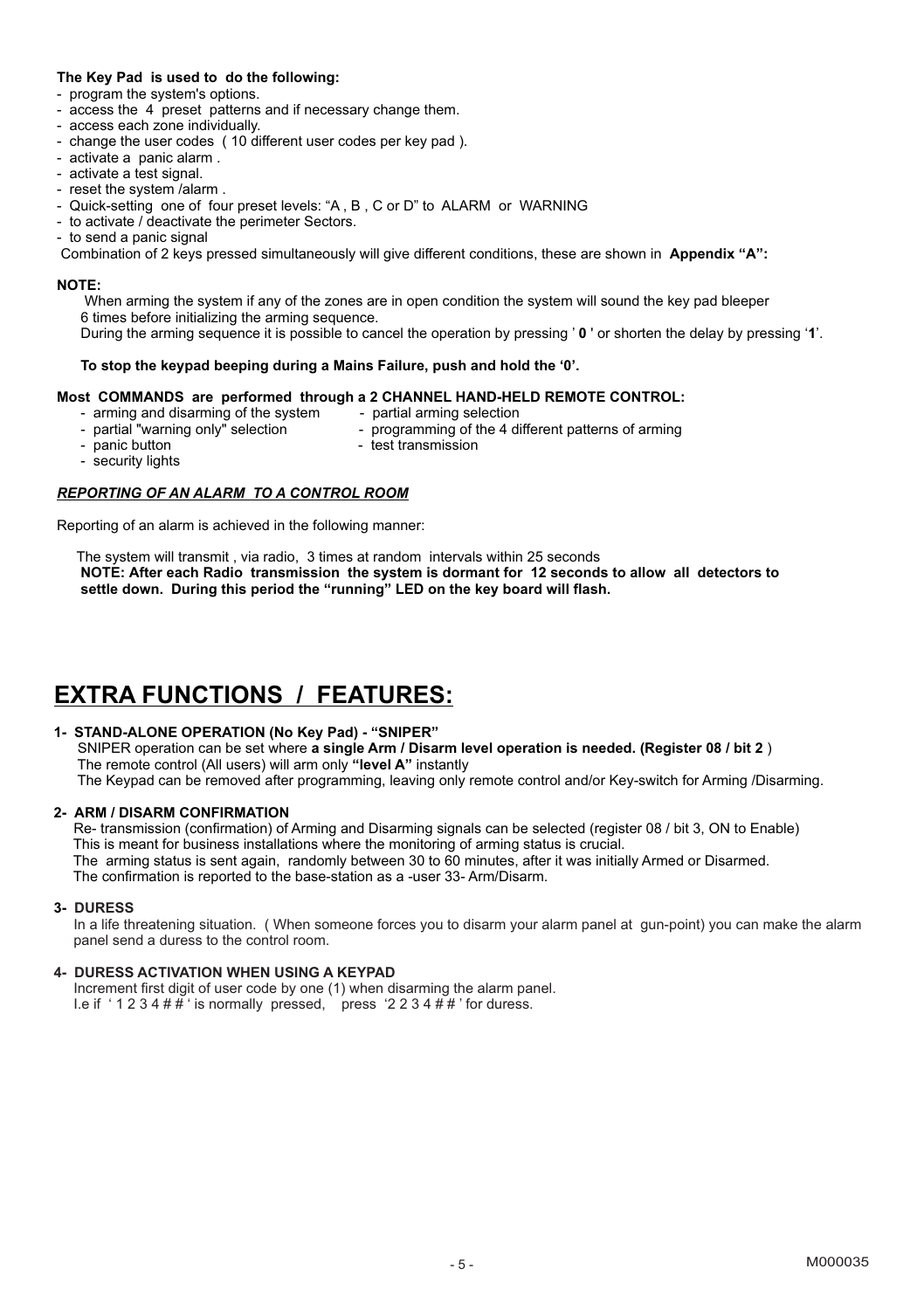**The Key Pad is used to do the following:**

- program the system's options.
- access the 4 preset patterns and if necessary change them.
- access each zone individually.
- change the user codes ( 10 different user codes per key pad ).
- activate a panic alarm .
- activate a test signal.
- reset the system /alarm .
- Quick-setting one of four preset levels: "A , B , C or D" to ALARM or WARNING
- to activate / deactivate the perimeter Sectors.
- to send a panic signal

Combination of 2 keys pressed simultaneously will give different conditions, these are shown in **Appendix "A":**

**NOTE:**

When arming the system if any of the zones are in open condition the system will sound the key pad bleeper 6 times before initializing the arming sequence.

During the arming sequence it is possible to cancel the operation by pressing ' **0** ' or shorten the delay by pressing '**1**'.

**To stop the keypad beeping during a Mains Failure, push and hold the '0'.**

**Most COMMANDS are performed through a 2 CHANNEL HAND-HELD REMOTE CONTROL:**

- arming and disarming of the system
- partial arming selection
- partial "warning only" selection
- programming of the 4 different patterns of arming
- panic button
- test transmission
- security lights

***REPORTING OF AN ALARM TO A CONTROL ROOM***

Reporting of an alarm is achieved in the following manner:

The system will transmit , via radio, 3 times at random intervals within 25 seconds

**NOTE: After each Radio transmission the system is dormant for 12 seconds to allow all detectors to settle down. During this period the "running" LED on the key board will flash.**

# EXTRA FUNCTIONS / FEATURES:

**1- STAND-ALONE OPERATION (No Key Pad) - "SNIPER"**

SNIPER operation can be set where **a single Arm / Disarm level operation is needed. (Register 08 / bit 2** )

The remote control (All users) will arm only **"level A"** instantly

The Keypad can be removed after programming, leaving only remote control and/or Key-switch for Arming /Disarming.

**2- ARM / DISARM CONFIRMATION**

Re- transmission (confirmation) of Arming and Disarming signals can be selected (register 08 / bit 3, ON to Enable)

This is meant for business installations where the monitoring of arming status is crucial.

The arming status is sent again, randomly between 30 to 60 minutes, after it was initially Armed or Disarmed.

The confirmation is reported to the base-station as a -user 33- Arm/Disarm.

**3- DURESS**

In a life threatening situation. ( When someone forces you to disarm your alarm panel at gun-point) you can make the alarm panel send a duress to the control room.

**4- DURESS ACTIVATION WHEN USING A KEYPAD**

Increment first digit of user code by one (1) when disarming the alarm panel.

I.e if ' 1 2 3 4 # # ' is normally pressed, press '2 2 3 4 # # ' for duress.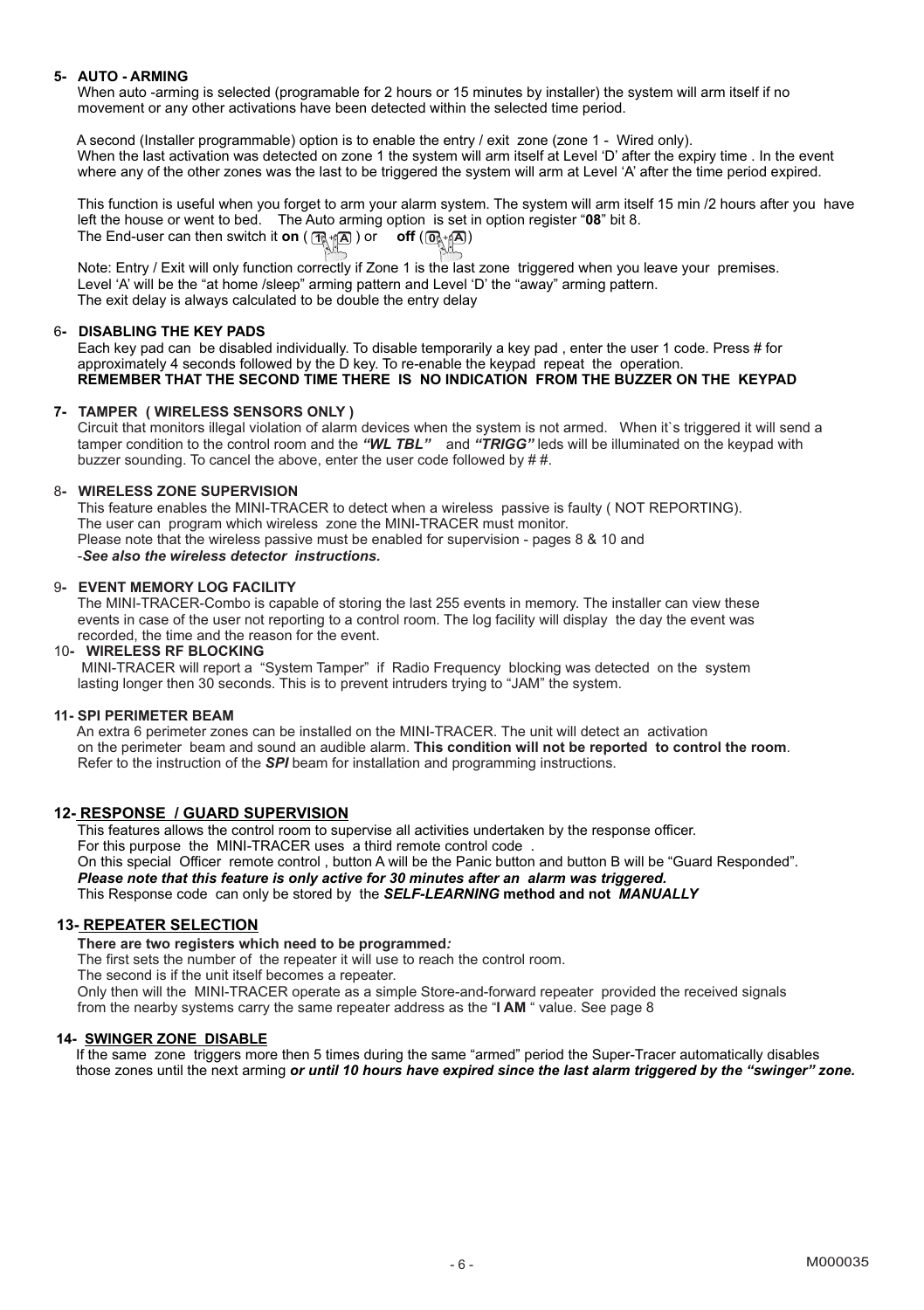### 5- AUTO - ARMING

When auto -arming is selected (programable for 2 hours or 15 minutes by installer) the system will arm itself if no movement or any other activations have been detected within the selected time period.

A second (Installer programmable) option is to enable the entry / exit zone (zone 1 - Wired only). When the last activation was detected on zone 1 the system will arm itself at Level 'D' after the expiry time . In the event where any of the other zones was the last to be triggered the system will arm at Level 'A' after the time period expired.

This function is useful when you forget to arm your alarm system. The system will arm itself 15 min /2 hours after you have left the house or went to bed. The Auto arming option is set in option register "**08**" bit 8.
The End-user can then switch it **on** ( 1 + A ) or **off** ( 0 + A )

Note: Entry / Exit will only function correctly if Zone 1 is the last zone triggered when you leave your premises.
Level 'A' will be the "at home /sleep" arming pattern and Level 'D' the "away" arming pattern.
The exit delay is always calculated to be double the entry delay

### 6- DISABLING THE KEY PADS

Each key pad can be disabled individually. To disable temporarily a key pad , enter the user 1 code. Press # for approximately 4 seconds followed by the D key. To re-enable the keypad repeat the operation.
**REMEMBER THAT THE SECOND TIME THERE IS NO INDICATION FROM THE BUZZER ON THE KEYPAD**

### 7- TAMPER ( WIRELESS SENSORS ONLY )

Circuit that monitors illegal violation of alarm devices when the system is not armed. When it`s triggered it will send a tamper condition to the control room and the ***"WL TBL"*** and ***"TRIGG"*** leds will be illuminated on the keypad with buzzer sounding. To cancel the above, enter the user code followed by # #.

### 8- WIRELESS ZONE SUPERVISION

This feature enables the MINI-TRACER to detect when a wireless passive is faulty ( NOT REPORTING).
The user can program which wireless zone the MINI-TRACER must monitor.
Please note that the wireless passive must be enabled for supervision - pages 8 & 10 and
-***See also the wireless detector instructions.***

### 9- EVENT MEMORY LOG FACILITY

The MINI-TRACER-Combo is capable of storing the last 255 events in memory. The installer can view these events in case of the user not reporting to a control room. The log facility will display the day the event was recorded, the time and the reason for the event.

### 10- WIRELESS RF BLOCKING

MINI-TRACER will report a "System Tamper" if Radio Frequency blocking was detected on the system lasting longer then 30 seconds. This is to prevent intruders trying to "JAM" the system.

### 11- SPI PERIMETER BEAM

An extra 6 perimeter zones can be installed on the MINI-TRACER. The unit will detect an activation on the perimeter beam and sound an audible alarm. **This condition will not be reported to control the room**.
Refer to the instruction of the ***SPI*** beam for installation and programming instructions.

### 12- RESPONSE / GUARD SUPERVISION

This features allows the control room to supervise all activities undertaken by the response officer.
For this purpose the MINI-TRACER uses a third remote control code .
On this special Officer remote control , button A will be the Panic button and button B will be "Guard Responded".
***Please note that this feature is only active for 30 minutes after an alarm was triggered.***
This Response code can only be stored by the ***SELF-LEARNING* method and not *MANUALLY***

### 13- REPEATER SELECTION

**There are two registers which need to be programmed*:***
The first sets the number of the repeater it will use to reach the control room.
The second is if the unit itself becomes a repeater.
Only then will the MINI-TRACER operate as a simple Store-and-forward repeater provided the received signals from the nearby systems carry the same repeater address as the "**I AM** " value. See page 8

### 14- SWINGER ZONE DISABLE

If the same zone triggers more then 5 times during the same "armed" period the Super-Tracer automatically disables those zones until the next arming ***or until 10 hours have expired since the last alarm triggered by the "swinger" zone.***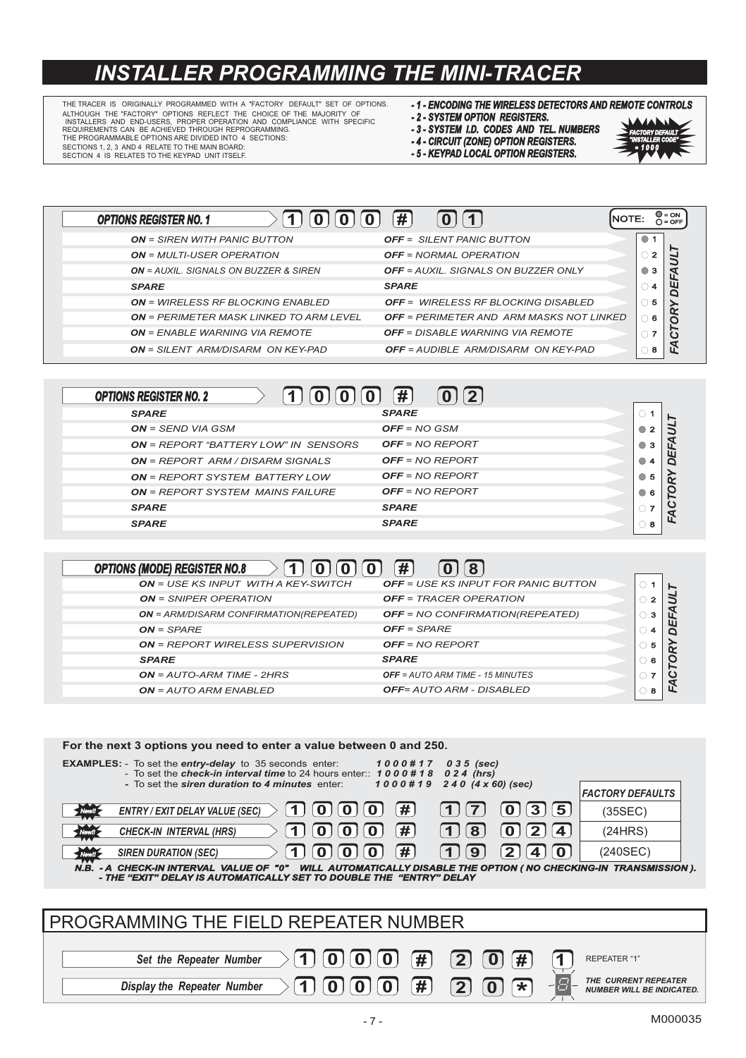# INSTALLER PROGRAMMING THE MINI-TRACER

THE TRACER IS ORIGINALLY PROGRAMMED WITH A "FACTORY DEFAULT" SET OF OPTIONS. ALTHOUGH THE "FACTORY" OPTIONS REFLECT THE CHOICE OF THE MAJORITY OF INSTALLERS AND END-USERS, PROPER OPERATION AND COMPLIANCE WITH SPECIFIC REQUIREMENTS CAN BE ACHIEVED THROUGH REPROGRAMMING.
THE PROGRAMMABLE OPTIONS ARE DIVIDED INTO 4 SECTIONS:
SECTIONS 1, 2, 3 AND 4 RELATE TO THE MAIN BOARD:
SECTION 4 IS RELATES TO THE KEYPAD UNIT ITSELF.

- *1 - ENCODING THE WIRELESS DETECTORS AND REMOTE CONTROLS*
- *2 - SYSTEM OPTION REGISTERS.*
- *3 - SYSTEM I.D. CODES AND TEL. NUMBERS*
- *4 - CIRCUIT (ZONE) OPTION REGISTERS.*
- *5 - KEYPAD LOCAL OPTION REGISTERS.*

FACTORY DEFAULT "INSTALLER CODE" = 1000

## OPTIONS REGISTER NO. 1 — 1 0 0 0 # 0 1

NOTE: ● = ON ○ = OFF

| ON | OFF | FACTORY DEFAULT |
|---|---|---|
| ON = SIREN WITH PANIC BUTTON | OFF = SILENT PANIC BUTTON | ● 1 |
| ON = MULTI-USER OPERATION | OFF = NORMAL OPERATION | ○ 2 |
| ON = AUXIL. SIGNALS ON BUZZER & SIREN | OFF = AUXIL. SIGNALS ON BUZZER ONLY | ● 3 |
| SPARE | SPARE | ○ 4 |
| ON = WIRELESS RF BLOCKING ENABLED | OFF = WIRELESS RF BLOCKING DISABLED | ○ 5 |
| ON = PERIMETER MASK LINKED TO ARM LEVEL | OFF = PERIMETER AND ARM MASKS NOT LINKED | ○ 6 |
| ON = ENABLE WARNING VIA REMOTE | OFF = DISABLE WARNING VIA REMOTE | ○ 7 |
| ON = SILENT ARM/DISARM ON KEY-PAD | OFF = AUDIBLE ARM/DISARM ON KEY-PAD | ○ 8 |

## OPTIONS REGISTER NO. 2 — 1 0 0 0 # 0 2

| ON | OFF | FACTORY DEFAULT |
|---|---|---|
| SPARE | SPARE | ○ 1 |
| ON = SEND VIA GSM | OFF = NO GSM | ● 2 |
| ON = REPORT "BATTERY LOW" IN SENSORS | OFF = NO REPORT | ● 3 |
| ON = REPORT ARM / DISARM SIGNALS | OFF = NO REPORT | ● 4 |
| ON = REPORT SYSTEM BATTERY LOW | OFF = NO REPORT | ● 5 |
| ON = REPORT SYSTEM MAINS FAILURE | OFF = NO REPORT | ● 6 |
| SPARE | SPARE | ○ 7 |
| SPARE | SPARE | ○ 8 |

## OPTIONS (MODE) REGISTER NO.8 — 1 0 0 0 # 0 8

| ON | OFF | FACTORY DEFAULT |
|---|---|---|
| ON = USE KS INPUT WITH A KEY-SWITCH | OFF = USE KS INPUT FOR PANIC BUTTON | ○ 1 |
| ON = SNIPER OPERATION | OFF = TRACER OPERATION | ○ 2 |
| ON = ARM/DISARM CONFIRMATION(REPEATED) | OFF = NO CONFIRMATION(REPEATED) | ○ 3 |
| ON = SPARE | OFF = SPARE | ○ 4 |
| ON = REPORT WIRELESS SUPERVISION | OFF = NO REPORT | ○ 5 |
| SPARE | SPARE | ○ 6 |
| ON = AUTO-ARM TIME - 2HRS | OFF = AUTO ARM TIME - 15 MINUTES | ○ 7 |
| ON = AUTO ARM ENABLED | OFF= AUTO ARM - DISABLED | ○ 8 |

**For the next 3 options you need to enter a value between 0 and 250.**

**EXAMPLES:**
- To set the ***entry-delay*** to 35 seconds enter: *1 0 0 0 # 1 7 0 3 5 (sec)*
- To set the ***check-in interval time*** to 24 hours enter:: *1 0 0 0 # 1 8 0 2 4 (hrs)*
- To set the ***siren duration to 4 minutes*** enter: *1 0 0 0 # 1 9 2 4 0 (4 x 60) (sec)*

| Option | Code | FACTORY DEFAULTS |
|---|---|---|
| New!! ENTRY / EXIT DELAY VALUE (SEC) | 1 0 0 0 # 1 7 0 3 5 | (35SEC) |
| New!! CHECK-IN INTERVAL (HRS) | 1 0 0 0 # 1 8 0 2 4 | (24HRS) |
| New!! SIREN DURATION (SEC) | 1 0 0 0 # 1 9 2 4 0 | (240SEC) |

***N.B. - A CHECK-IN INTERVAL VALUE OF "0" WILL AUTOMATICALLY DISABLE THE OPTION ( NO CHECKING-IN TRANSMISSION ).***
***- THE "EXIT" DELAY IS AUTOMATICALLY SET TO DOUBLE THE "ENTRY" DELAY***

## PROGRAMMING THE FIELD REPEATER NUMBER

| | | |
|---|---|---|
| Set the Repeater Number | 1 0 0 0 # 2 0 # 1 | REPEATER "1" |
| Display the Repeater Number | 1 0 0 0 # 2 0 * | THE CURRENT REPEATER NUMBER WILL BE INDICATED. |

M000035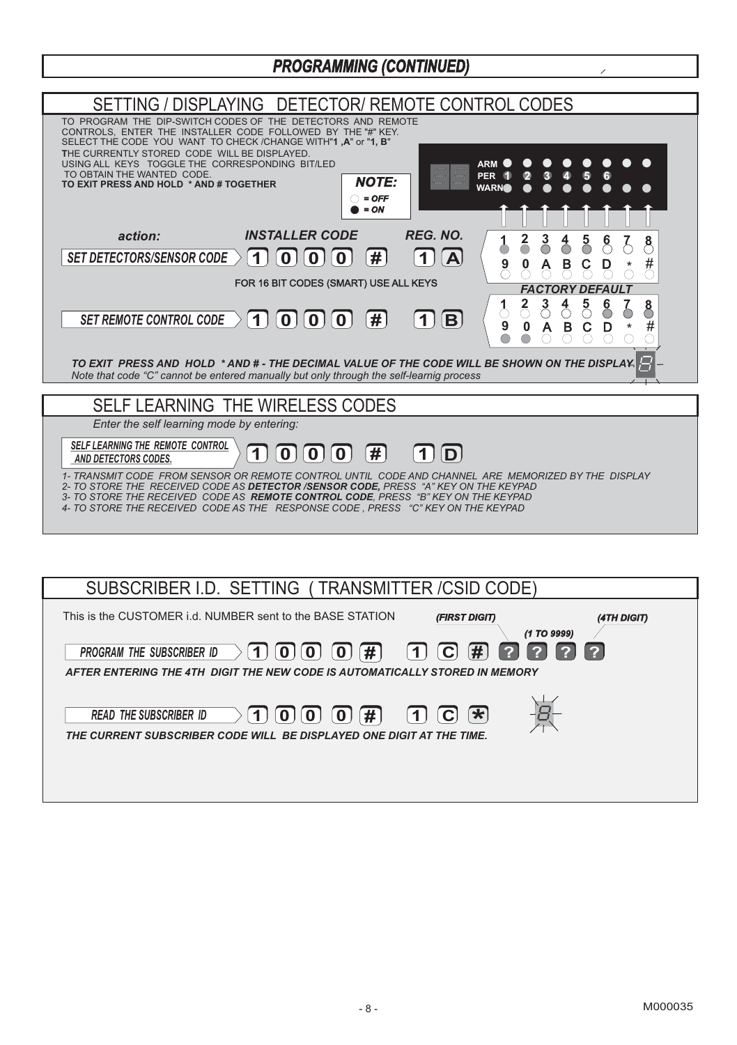# PROGRAMMING (CONTINUED)

## SETTING / DISPLAYING DETECTOR/ REMOTE CONTROL CODES

TO PROGRAM THE DIP-SWITCH CODES OF THE DETECTORS AND REMOTE CONTROLS, ENTER THE INSTALLER CODE FOLLOWED BY THE "#" KEY. SELECT THE CODE YOU WANT TO CHECK /CHANGE WITH"**1 ,A**" or "**1, B**"
**T**HE CURRENTLY STORED CODE WILL BE DISPLAYED.
USING ALL KEYS TOGGLE THE CORRESPONDING BIT/LED TO OBTAIN THE WANTED CODE.
**TO EXIT PRESS AND HOLD * AND # TOGETHER**

ARM
PER 1 2 3 4 5 6
WARN

***NOTE:***
○ = OFF
● = ON

| *action:* | *INSTALLER CODE* | *REG. NO.* |
|---|---|---|
| ***SET DETECTORS/SENSOR CODE*** | 1 0 0 0 # | 1 A |
| ***SET REMOTE CONTROL CODE*** | 1 0 0 0 # | 1 B |

**FOR 16 BIT CODES (SMART) USE ALL KEYS**

1 2 3 4 5 6 7 8
9 0 A B C D * #

***FACTORY DEFAULT***

***TO EXIT PRESS AND HOLD * AND # - THE DECIMAL VALUE OF THE CODE WILL BE SHOWN ON THE DISPLAY***
*Note that code "C" cannot be entered manually but only through the self-learnig process*

## SELF LEARNING THE WIRELESS CODES

*Enter the self learning mode by entering:*

***SELF LEARNING THE REMOTE CONTROL AND DETECTORS CODES.*** 1 0 0 0 # 1 D

*1- TRANSMIT CODE FROM SENSOR OR REMOTE CONTROL UNTIL CODE AND CHANNEL ARE MEMORIZED BY THE DISPLAY*
*2- TO STORE THE RECEIVED CODE AS **DETECTOR /SENSOR CODE,** PRESS "A" KEY ON THE KEYPAD*
*3- TO STORE THE RECEIVED CODE AS **REMOTE CONTROL CODE**, PRESS "B" KEY ON THE KEYPAD*
*4- TO STORE THE RECEIVED CODE AS THE RESPONSE CODE , PRESS "C" KEY ON THE KEYPAD*

## SUBSCRIBER I.D. SETTING ( TRANSMITTER /CSID CODE)

This is the CUSTOMER i.d. NUMBER sent to the BASE STATION

***(FIRST DIGIT)*** ***(1 TO 9999)*** ***(4TH DIGIT)***

***PROGRAM THE SUBSCRIBER ID*** 1 0 0 0 # 1 C # ? ? ? ?

***AFTER ENTERING THE 4TH DIGIT THE NEW CODE IS AUTOMATICALLY STORED IN MEMORY***

***READ THE SUBSCRIBER ID*** 1 0 0 0 # 1 C *

***THE CURRENT SUBSCRIBER CODE WILL BE DISPLAYED ONE DIGIT AT THE TIME.***

M000035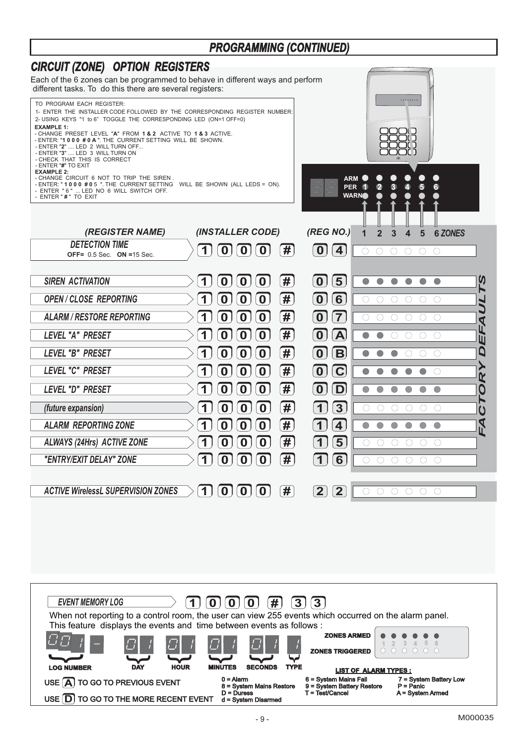# PROGRAMMING (CONTINUED)

## CIRCUIT (ZONE) OPTION REGISTERS

Each of the 6 zones can be programmed to behave in different ways and perform different tasks. To do this there are several registers:

TO PROGRAM EACH REGISTER:
1- ENTER THE INSTALLER CODE FOLLOWED BY THE CORRESPONDING REGISTER NUMBER:
2- USING KEYS "1 to 6" TOGGLE THE CORRESPONDING LED (ON=1 OFF=0)

**EXAMPLE 1:**
- CHANGE PRESET LEVEL "**A**" FROM **1 & 2** ACTIVE TO **1 & 3** ACTIVE.
- ENTER: "**1 0 0 0 # 0 A** ". THE CURRENT SETTING WILL BE SHOWN.
- ENTER "**2**" .... LED 2 WILL TURN OFF...
- ENTER "**3**" .... LED 3 WILL TURN ON
- CHECK THAT THIS IS CORRECT
- ENTER "**#**" TO EXIT

**EXAMPLE 2:**
- CHANGE CIRCUIT 6 NOT TO TRIP THE SIREN .
- ENTER: " **1 0 0 0 # 0** 5 ". THE CURRENT SETTING WILL BE SHOWN (ALL LEDS = ON).
- ENTER " 6 " ... LED NO 6 WILL SWITCH OFF.
- ENTER " **#** " TO EXIT

ARM / PER / WARN 1 2 3 4 5 6

FACTORY DEFAULTS (● = ON, ○ = OFF)

| (REGISTER NAME) | (INSTALLER CODE) | | (REG NO.) | 1 | 2 | 3 | 4 | 5 | 6 ZONES |
|---|---|---|---|---|---|---|---|---|---|
| DETECTION TIME OFF= 0.5 Sec. ON =15 Sec. | 1 0 0 0 | # | 0 4 | ○ | ○ | ○ | ○ | ○ | ○ |
| SIREN ACTIVATION | 1 0 0 0 | # | 0 5 | ● | ● | ● | ● | ● | ● |
| OPEN / CLOSE REPORTING | 1 0 0 0 | # | 0 6 | ○ | ○ | ○ | ○ | ○ | ○ |
| ALARM / RESTORE REPORTING | 1 0 0 0 | # | 0 7 | ○ | ○ | ○ | ○ | ○ | ○ |
| LEVEL "A" PRESET | 1 0 0 0 | # | 0 A | ● | ● | ○ | ○ | ○ | ○ |
| LEVEL "B" PRESET | 1 0 0 0 | # | 0 B | ● | ● | ● | ○ | ○ | ○ |
| LEVEL "C" PRESET | 1 0 0 0 | # | 0 C | ● | ● | ● | ● | ● | ○ |
| LEVEL "D" PRESET | 1 0 0 0 | # | 0 D | ● | ● | ● | ● | ● | ● |
| (future expansion) | 1 0 0 0 | # | 1 3 | ○ | ○ | ○ | ○ | ○ | ○ |
| ALARM REPORTING ZONE | 1 0 0 0 | # | 1 4 | ● | ● | ● | ● | ● | ● |
| ALWAYS (24Hrs) ACTIVE ZONE | 1 0 0 0 | # | 1 5 | ○ | ○ | ○ | ○ | ○ | ○ |
| "ENTRY/EXIT DELAY" ZONE | 1 0 0 0 | # | 1 6 | ○ | ○ | ○ | ○ | ○ | ○ |
| ACTIVE WirelessL SUPERVISION ZONES | 1 0 0 0 | # | 2 2 | ○ | ○ | ○ | ○ | ○ | ○ |

### EVENT MEMORY LOG — 1 0 0 0 # 3 3

When not reporting to a control room, the user can view 255 events which occurred on the alarm panel. This feature displays the events and time between events as follows :

Display: 001 - 01 01 01 01 1 — LOG NUMBER, DAY, HOUR, MINUTES, SECONDS, TYPE

ZONES ARMED / ZONES TRIGGERED (LEDs 1–6)

USE **A** TO GO TO PREVIOUS EVENT

USE **D** TO GO TO THE MORE RECENT EVENT

**LIST OF ALARM TYPES :**

- 0 = Alarm
- 8 = System Mains Restore
- D = Duress
- d = System Disarmed
- 6 = System Mains Fail
- 9 = System Battery Restore
- T = Test/Cancel
- 7 = System Battery Low
- P = Panic
- A = System Armed

M000035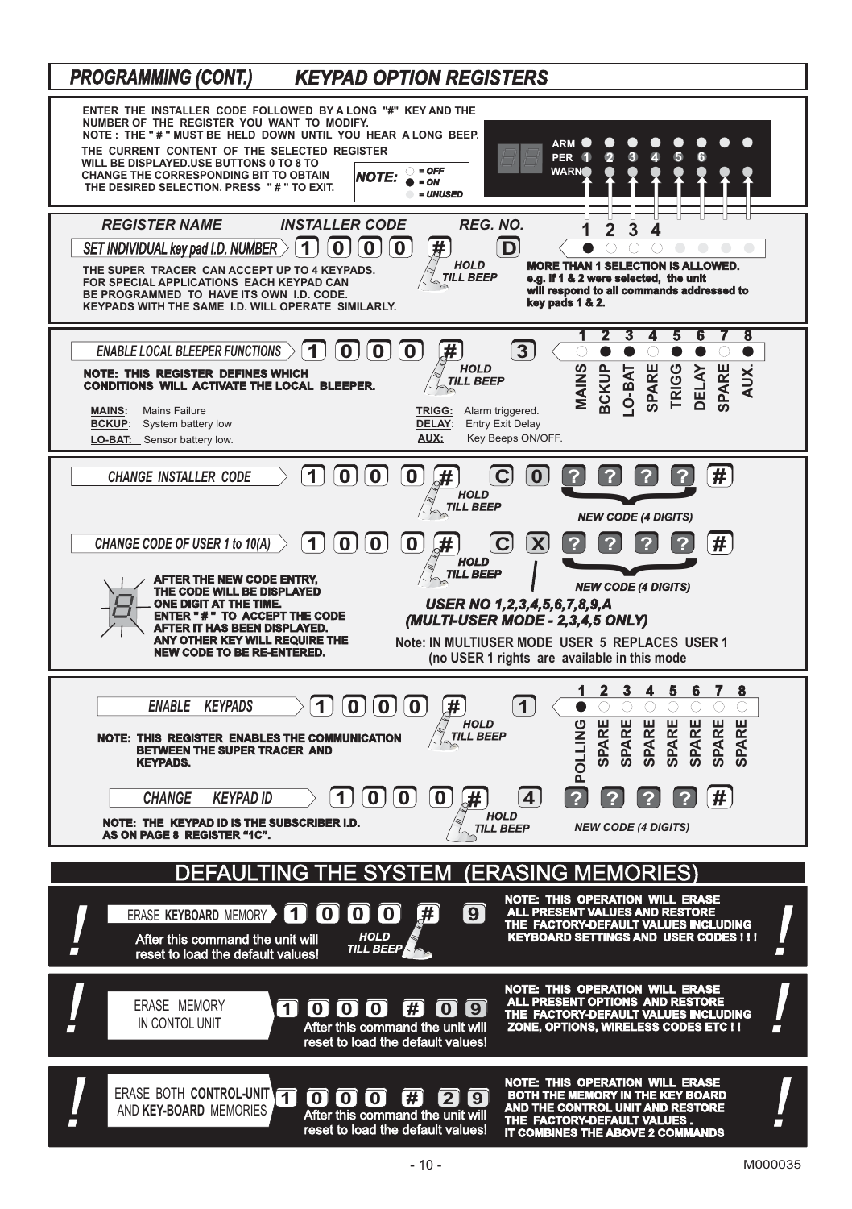# PROGRAMMING (CONT.) KEYPAD OPTION REGISTERS

ENTER THE INSTALLER CODE FOLLOWED BY A LONG "#" KEY AND THE NUMBER OF THE REGISTER YOU WANT TO MODIFY.
NOTE : THE "#" MUST BE HELD DOWN UNTIL YOU HEAR A LONG BEEP.
THE CURRENT CONTENT OF THE SELECTED REGISTER WILL BE DISPLAYED. USE BUTTONS 0 TO 8 TO CHANGE THE CORRESPONDING BIT TO OBTAIN THE DESIRED SELECTION. PRESS "#" TO EXIT.

NOTE: ○ = OFF ● = ON ◌ = UNUSED

ARM / PER / WARN — 1 2 3 4 5 6

| REGISTER NAME | INSTALLER CODE | REG. NO. |
|---|---|---|
| SET INDIVIDUAL key pad I.D. NUMBER | 1 0 0 0 # (HOLD TILL BEEP) | D |

Keypads 1 2 3 4

THE SUPER TRACER CAN ACCEPT UP TO 4 KEYPADS. FOR SPECIAL APPLICATIONS EACH KEYPAD CAN BE PROGRAMMED TO HAVE ITS OWN I.D. CODE. KEYPADS WITH THE SAME I.D. WILL OPERATE SIMILARLY.

**MORE THAN 1 SELECTION IS ALLOWED. e.g. If 1 & 2 were selected, the unit will respond to all commands addressed to key pads 1 & 2.**

## ENABLE LOCAL BLEEPER FUNCTIONS — 1 0 0 0 # (HOLD TILL BEEP) 3

| 1 | 2 | 3 | 4 | 5 | 6 | 7 | 8 |
|---|---|---|---|---|---|---|---|
| MAINS | BCKUP | LO-BAT | SPARE | TRIGG | DELAY | SPARE | AUX. |

**NOTE: THIS REGISTER DEFINES WHICH CONDITIONS WILL ACTIVATE THE LOCAL BLEEPER.**

- **MAINS:** Mains Failure
- **BCKUP:** System battery low
- **LO-BAT:** Sensor battery low.
- **TRIGG:** Alarm triggered.
- **DELAY:** Entry Exit Delay
- **AUX:** Key Beeps ON/OFF.

## CHANGE INSTALLER CODE — 1 0 0 0 # (HOLD TILL BEEP) C 0 ? ? ? ? #

NEW CODE (4 DIGITS)

## CHANGE CODE OF USER 1 to 10(A) — 1 0 0 0 # (HOLD TILL BEEP) C X ? ? ? ? #

NEW CODE (4 DIGITS)

**AFTER THE NEW CODE ENTRY, THE CODE WILL BE DISPLAYED ONE DIGIT AT THE TIME. ENTER "#" TO ACCEPT THE CODE AFTER IT HAS BEEN DISPLAYED. ANY OTHER KEY WILL REQUIRE THE NEW CODE TO BE RE-ENTERED.**

*USER NO 1,2,3,4,5,6,7,8,9,A*
*(MULTI-USER MODE - 2,3,4,5 ONLY)*

**Note: IN MULTIUSER MODE USER 5 REPLACES USER 1 (no USER 1 rights are available in this mode**

## ENABLE KEYPADS — 1 0 0 0 # (HOLD TILL BEEP) 1

| 1 | 2 | 3 | 4 | 5 | 6 | 7 | 8 |
|---|---|---|---|---|---|---|---|
| POLLING | SPARE | SPARE | SPARE | SPARE | SPARE | SPARE | SPARE |

**NOTE: THIS REGISTER ENABLES THE COMMUNICATION BETWEEN THE SUPER TRACER AND KEYPADS.**

## CHANGE KEYPAD ID — 1 0 0 0 # (HOLD TILL BEEP) 4 ? ? ? ? #

NEW CODE (4 DIGITS)

**NOTE: THE KEYPAD ID IS THE SUBSCRIBER I.D. AS ON PAGE 8 REGISTER "1C".**

# DEFAULTING THE SYSTEM (ERASING MEMORIES)

**ERASE KEYBOARD MEMORY** — 1 0 0 0 # (HOLD TILL BEEP) 9

After this command the unit will reset to load the default values!

**NOTE: THIS OPERATION WILL ERASE ALL PRESENT VALUES AND RESTORE THE FACTORY-DEFAULT VALUES INCLUDING KEYBOARD SETTINGS AND USER CODES ! ! !**

**ERASE MEMORY IN CONTOL UNIT** — 1 0 0 0 # 0 9

After this command the unit will reset to load the default values!

**NOTE: THIS OPERATION WILL ERASE ALL PRESENT OPTIONS AND RESTORE THE FACTORY-DEFAULT VALUES INCLUDING ZONE, OPTIONS, WIRELESS CODES ETC ! !**

**ERASE BOTH CONTROL-UNIT AND KEY-BOARD MEMORIES** — 1 0 0 0 # 2 9

After this command the unit will reset to load the default values!

**NOTE: THIS OPERATION WILL ERASE BOTH THE MEMORY IN THE KEY BOARD AND THE CONTROL UNIT AND RESTORE THE FACTORY-DEFAULT VALUES . IT COMBINES THE ABOVE 2 COMMANDS**

M000035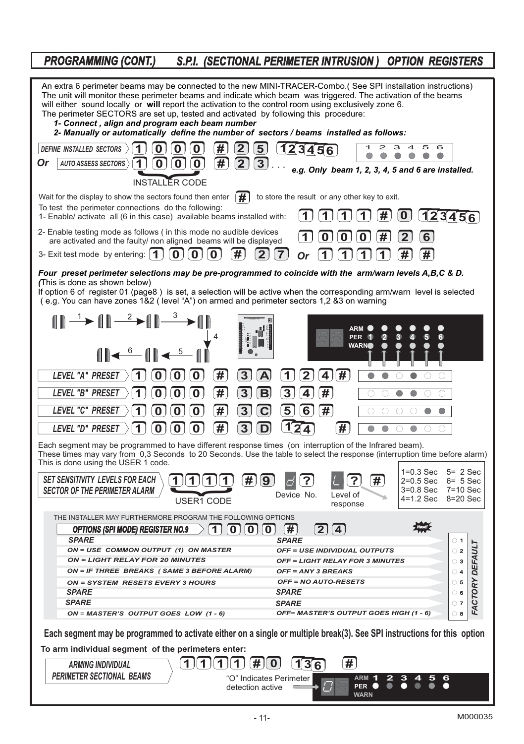## PROGRAMMING (CONT.) S.P.I. (SECTIONAL PERIMETER INTRUSION) OPTION REGISTERS

An extra 6 perimeter beams may be connected to the new MINI-TRACER-Combo.( See SPI installation instructions) The unit will monitor these perimeter beams and indicate which beam was triggered. The activation of the beams will either sound locally or **will** report the activation to the control room using exclusively zone 6.
The perimeter SECTORS are set up, tested and activated by following this procedure:

***1- Connect , align and program each beam number***
***2- Manually or automatically define the number of sectors / beams installed as follows:***

*DEFINE INSTALLED SECTORS* 1 0 0 0 # 2 5 123456

*Or* *AUTO ASSESS SECTORS* 1 0 0 0 # 2 3 . . .

INSTALLER CODE

1 2 3 4 5 6

***e.g. Only beam 1, 2, 3, 4, 5 and 6 are installed.***

Wait for the display to show the sectors found then enter # to store the result or any other key to exit.

To test the perimeter connections do the following:

1- Enable/ activate all (6 in this case) available beams installed with: 1 1 1 1 # 0 123456

2- Enable testing mode as follows ( in this mode no audible devices are activated and the faulty/ non aligned beams will be displayed 1 0 0 0 # 2 6

3- Exit test mode by entering: 1 0 0 0 # 2 7 *Or* 1 1 1 1 # #

***Four preset perimeter selections may be pre-programmed to coincide with the arm/warn levels A,B,C & D.***
*(This is done as shown below)*
If option 6 of register 01 (page8 ) is set, a selection will be active when the corresponding arm/warn level is selected ( e.g. You can have zones 1&2 ( level "A") on armed and perimeter sectors 1,2 &3 on warning

1 2 3 4 5 6

ARM
PER 1 2 3 4 5 6
WARN

*LEVEL "A" PRESET* 1 0 0 0 # 3 A 1 2 4 #

*LEVEL "B" PRESET* 1 0 0 0 # 3 B 3 4 #

*LEVEL "C" PRESET* 1 0 0 0 # 3 C 5 6 #

*LEVEL "D" PRESET* 1 0 0 0 # 3 D 124 #

Each segment may be programmed to have different response times (on interruption of the Infrared beam).
These times may vary from 0,3 Seconds to 20 Seconds. Use the table to select the response (interruption time before alarm)
This is done using the USER 1 code.

*SET SENSITIVITY LEVELS FOR EACH SECTOR OF THE PERIMETER ALARM* 1 1 1 1 # 9 d ? L ? #

USER1 CODE — Device No. — Level of response

| | |
|---|---|
| 1=0.3 Sec | 5= 2 Sec |
| 2=0.5 Sec | 6= 5 Sec |
| 3=0.8 Sec | 7=10 Sec |
| 4=1.2 Sec | 8=20 Sec |

THE INSTALLER MAY FURTHERMORE PROGRAM THE FOLLOWING OPTIONS

*OPTIONS (SPI MODE) REGISTER NO.9* 1 0 0 0 # 2 4 — New!

| ON | OFF | Option |
|---|---|---|
| SPARE | SPARE | 1 |
| ON = USE COMMON OUTPUT (1) ON MASTER | OFF = USE INDIVIDUAL OUTPUTS | 2 |
| ON = LIGHT RELAY FOR 20 MINUTES | OFF = LIGHT RELAY FOR 3 MINUTES | 3 |
| ON = IF THREE BREAKS ( SAME 3 BEFORE ALARM) | OFF = ANY 3 BREAKS | 4 |
| ON = SYSTEM RESETS EVERY 3 HOURS | OFF = NO AUTO-RESETS | 5 |
| SPARE | SPARE | 6 |
| SPARE | SPARE | 7 |
| ON = MASTER'S OUTPUT GOES LOW (1 - 6) | OFF= MASTER'S OUTPUT GOES HIGH (1 - 6) | 8 |

FACTORY DEFAULT

**Each segment may be programmed to activate either on a single or multiple break(3). See SPI instructions for this option**

**To arm individual segment of the perimeters enter:**

*ARMING INDIVIDUAL PERIMETER SECTIONAL BEAMS* 1 1 1 1 # 0 136 #

"O" Indicates Perimeter detection active

ARM 1 2 3 4 5 6
PER
WARN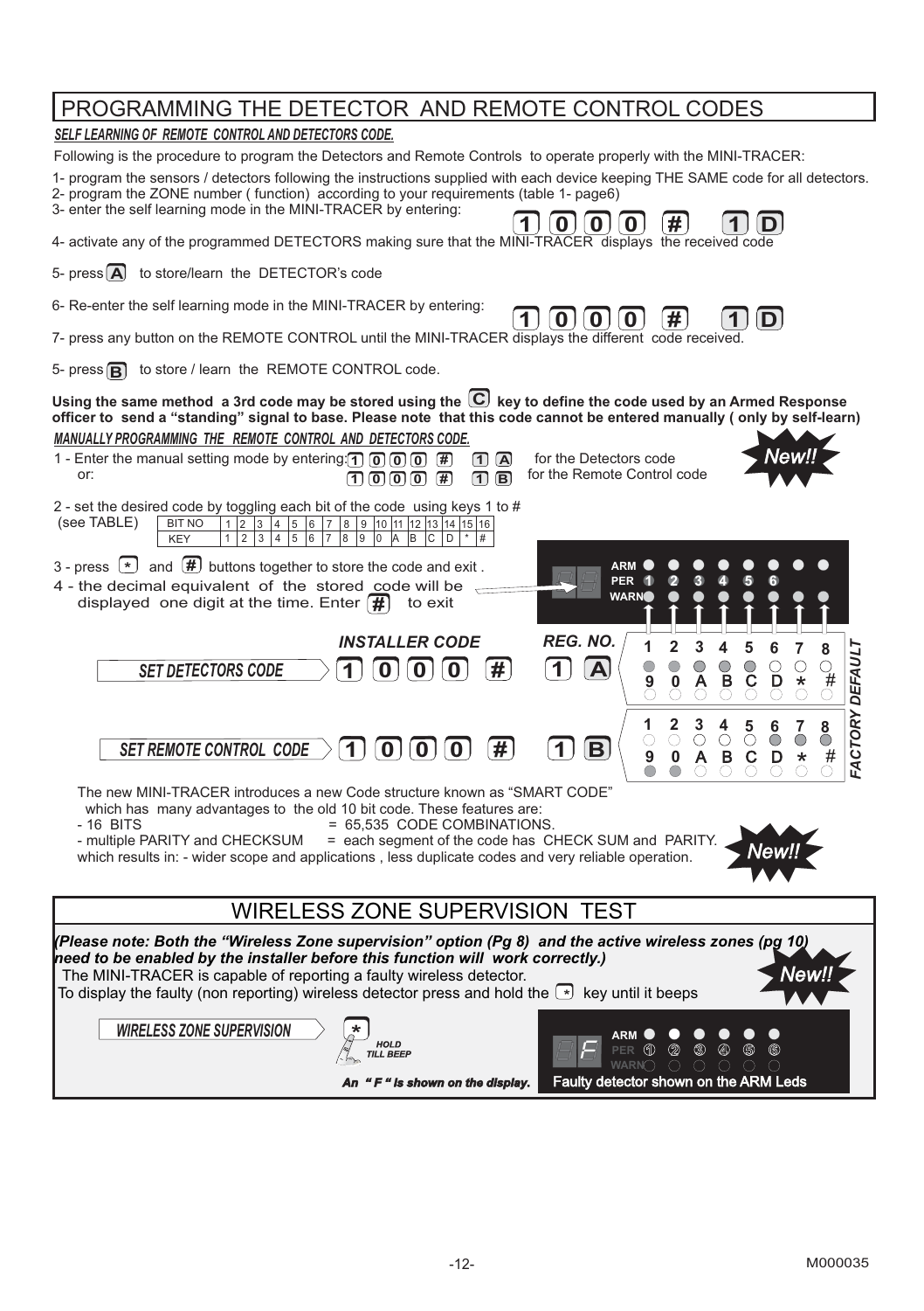# PROGRAMMING THE DETECTOR AND REMOTE CONTROL CODES

***SELF LEARNING OF REMOTE CONTROL AND DETECTORS CODE.***

Following is the procedure to program the Detectors and Remote Controls to operate properly with the MINI-TRACER:

1- program the sensors / detectors following the instructions supplied with each device keeping THE SAME code for all detectors.
2- program the ZONE number ( function) according to your requirements (table 1- page6)
3- enter the self learning mode in the MINI-TRACER by entering: 1 0 0 0 # 1 D
4- activate any of the programmed DETECTORS making sure that the MINI-TRACER displays the received code

5- press A to store/learn the DETECTOR's code

6- Re-enter the self learning mode in the MINI-TRACER by entering: 1 0 0 0 # 1 D
7- press any button on the REMOTE CONTROL until the MINI-TRACER displays the different code received.

5- press B to store / learn the REMOTE CONTROL code.

**Using the same method a 3rd code may be stored using the C key to define the code used by an Armed Response officer to send a "standing" signal to base. Please note that this code cannot be entered manually ( only by self-learn)**

***MANUALLY PROGRAMMING THE REMOTE CONTROL AND DETECTORS CODE.***

New!!

1 - Enter the manual setting mode by entering: 1 0 0 0 # 1 A for the Detectors code
or: 1 0 0 0 # 1 B for the Remote Control code

2 - set the desired code by toggling each bit of the code using keys 1 to #
(see TABLE)

| BIT NO | 1 | 2 | 3 | 4 | 5 | 6 | 7 | 8 | 9 | 10 | 11 | 12 | 13 | 14 | 15 | 16 |
|---|---|---|---|---|---|---|---|---|---|---|---|---|---|---|---|---|
| KEY | 1 | 2 | 3 | 4 | 5 | 6 | 7 | 8 | 9 | 0 | A | B | C | D | * | # |

3 - press * and # buttons together to store the code and exit .
4 - the decimal equivalent of the stored code will be displayed one digit at the time. Enter # to exit

ARM
PER 1 2 3 4 5 6
WARN

INSTALLER CODE REG. NO.

SET DETECTORS CODE 1 0 0 0 # 1 A

1 2 3 4 5 6 7 8
9 0 A B C D * #

SET REMOTE CONTROL CODE 1 0 0 0 # 1 B

1 2 3 4 5 6 7 8
9 0 A B C D * #

FACTORY DEFAULT

The new MINI-TRACER introduces a new Code structure known as "SMART CODE" which has many advantages to the old 10 bit code. These features are:
- 16 BITS = 65,535 CODE COMBINATIONS.
- multiple PARITY and CHECKSUM = each segment of the code has CHECK SUM and PARITY.
which results in: - wider scope and applications , less duplicate codes and very reliable operation.

New!!

# WIRELESS ZONE SUPERVISION TEST

***(Please note: Both the "Wireless Zone supervision" option (Pg 8) and the active wireless zones (pg 10) need to be enabled by the installer before this function will work correctly.)***

New!!

The MINI-TRACER is capable of reporting a faulty wireless detector.
To display the faulty (non reporting) wireless detector press and hold the * key until it beeps

WIRELESS ZONE SUPERVISION * HOLD TILL BEEP

ARM
PER 1 2 3 4 5 6
WARN

*An " F " is shown on the display.* Faulty detector shown on the ARM Leds

M000035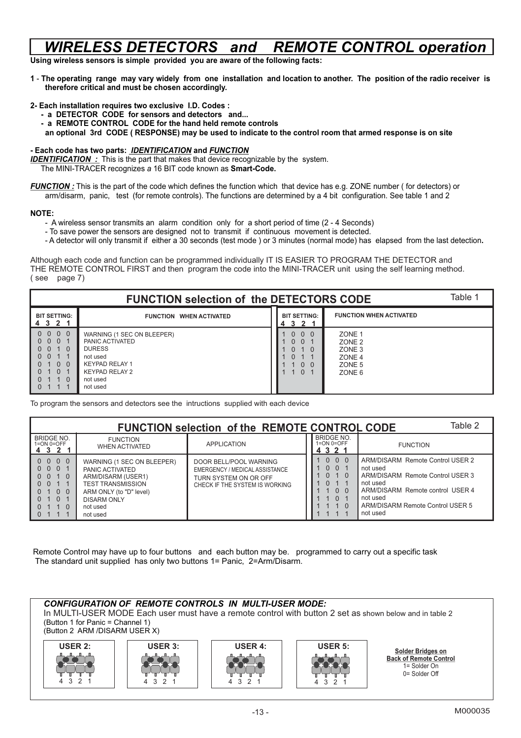# *WIRELESS DETECTORS and REMOTE CONTROL operation*

**Using wireless sensors is simple provided you are aware of the following facts:**

**1 - The operating range may vary widely from one installation and location to another. The position of the radio receiver is therefore critical and must be chosen accordingly.**

**2- Each installation requires two exclusive I.D. Codes :**

- **a DETECTOR CODE for sensors and detectors and...**
- **a REMOTE CONTROL CODE for the hand held remote controls**

**an optional 3rd CODE ( RESPONSE) may be used to indicate to the control room that armed response is on site**

**- Each code has two parts: *IDENTIFICATION* and *FUNCTION***

***IDENTIFICATION :*** This is the part that makes that device recognizable by the system.
The MINI-TRACER recognizes *a* 16 BIT code known as **Smart-Code.**

***FUNCTION :*** This is the part of the code which defines the function which that device has e.g. ZONE number ( for detectors) or arm/disarm, panic, test (for remote controls). The functions are determined by a 4 bit configuration. See table 1 and 2

**NOTE:**

- A wireless sensor transmits an alarm condition only for a short period of time (2 - 4 Seconds)
- To save power the sensors are designed not to transmit if continuous movement is detected.
- A detector will only transmit if either a 30 seconds (test mode ) or 3 minutes (normal mode) has elapsed from the last detection**.**

Although each code and function can be programmed individually IT IS EASIER TO PROGRAM THE DETECTOR and THE REMOTE CONTROL FIRST and then program the code into the MINI-TRACER unit using the self learning method. ( see page 7)

**FUNCTION selection of the DETECTORS CODE** — Table 1

| BIT SETTING: 4 3 2 1 | FUNCTION WHEN ACTIVATED | BIT SETTING: 4 3 2 1 | FUNCTION WHEN ACTIVATED |
|---|---|---|---|
| 0 0 0 0 | WARNING (1 SEC ON BLEEPER) | 1 0 0 0 | ZONE 1 |
| 0 0 0 1 | PANIC ACTIVATED | 1 0 0 1 | ZONE 2 |
| 0 0 1 0 | DURESS | 1 0 1 0 | ZONE 3 |
| 0 0 1 1 | not used | 1 0 1 1 | ZONE 4 |
| 0 1 0 0 | KEYPAD RELAY 1 | 1 1 0 0 | ZONE 5 |
| 0 1 0 1 | KEYPAD RELAY 2 | 1 1 0 1 | ZONE 6 |
| 0 1 1 0 | not used | | |
| 0 1 1 1 | not used | | |

To program the sensors and detectors see the intructions supplied with each device

**FUNCTION selection of the REMOTE CONTROL CODE** — Table 2

| BRIDGE NO. 1=ON 0=OFF 4 3 2 1 | FUNCTION WHEN ACTIVATED | APPLICATION | BRIDGE NO. 1=ON 0=OFF 4 3 2 1 | FUNCTION |
|---|---|---|---|---|
| 0 0 0 0 | WARNING (1 SEC ON BLEEPER) | DOOR BELL/POOL WARNING | 1 0 0 0 | ARM/DISARM Remote Control USER 2 |
| 0 0 0 1 | PANIC ACTIVATED | EMERGENCY / MEDICAL ASSISTANCE | 1 0 0 1 | not used |
| 0 0 1 0 | ARM/DISARM (USER1) | TURN SYSTEM ON OR OFF | 1 0 1 0 | ARM/DISARM Remote Control USER 3 |
| 0 0 1 1 | TEST TRANSMISSION | CHECK IF THE SYSTEM IS WORKING | 1 0 1 1 | not used |
| 0 1 0 0 | ARM ONLY (to "D" level) | | 1 1 0 0 | ARM/DISARM Remote control USER 4 |
| 0 1 0 1 | DISARM ONLY | | 1 1 0 1 | not used |
| 0 1 1 0 | not used | | 1 1 1 0 | ARM/DISARM Remote Control USER 5 |
| 0 1 1 1 | not used | | 1 1 1 1 | not used |

Remote Control may have up to four buttons and each button may be. programmed to carry out a specific task
The standard unit supplied has only two buttons 1= Panic, 2=Arm/Disarm.

***CONFIGURATION OF REMOTE CONTROLS IN MULTI-USER MODE:***

In MULTI-USER MODE Each user must have a remote control with button 2 set as shown below and in table 2
(Button 1 for Panic = Channel 1)
(Button 2 ARM /DISARM USER X)

**USER 2:** 4 3 2 1

**USER 3:** 4 3 2 1

**USER 4:** 4 3 2 1

**USER 5:** 4 3 2 1

**Solder Bridges on Back of Remote Control**
1= Solder On
0= Solder Off

M000035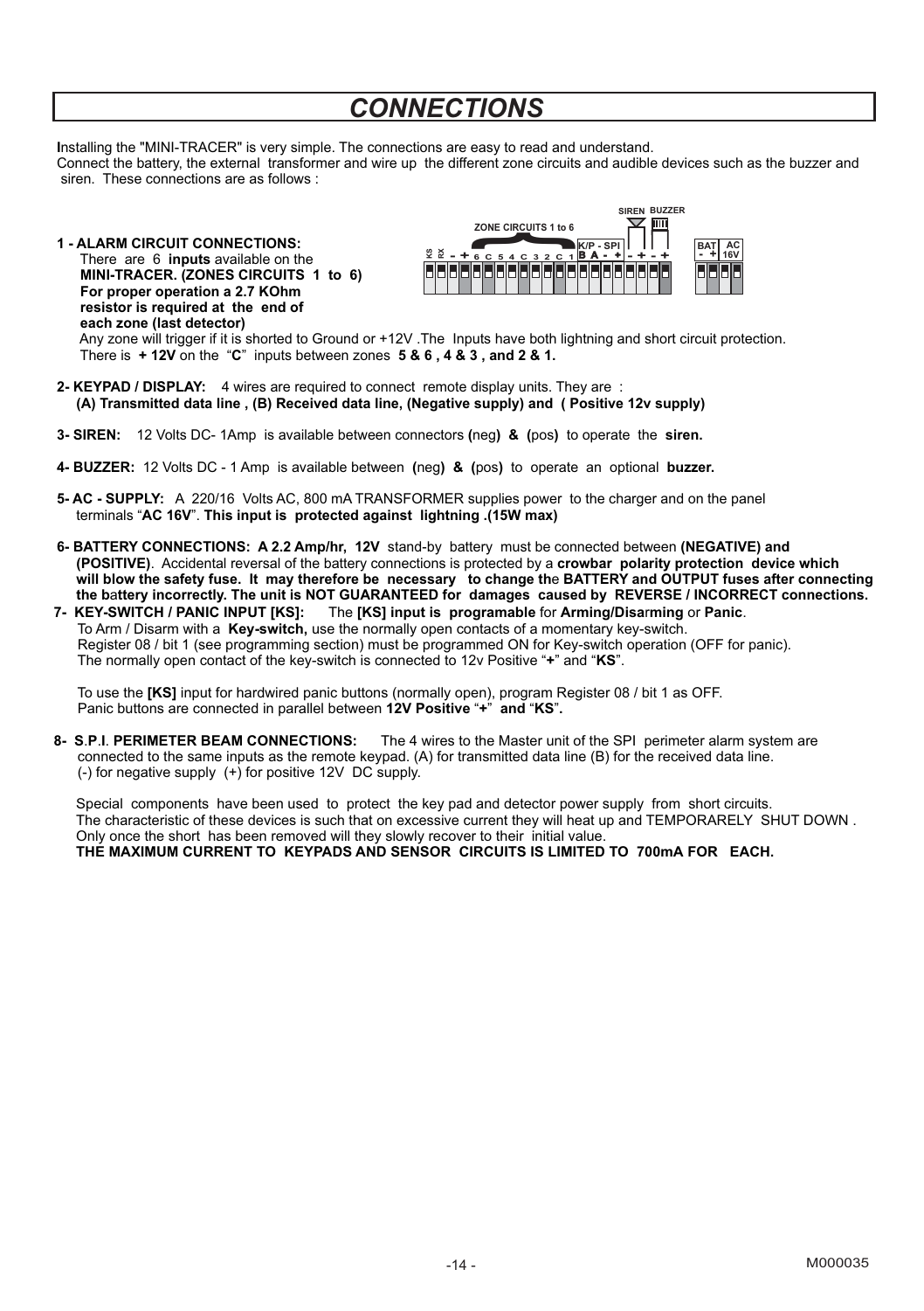# CONNECTIONS

Installing the "MINI-TRACER" is very simple. The connections are easy to read and understand.
Connect the battery, the external transformer and wire up the different zone circuits and audible devices such as the buzzer and siren. These connections are as follows :

ZONE CIRCUITS 1 to 6

SIREN BUZZER

KS RX - + 6 C 5 4 C 3 2 C 1 B A - + - + - +

K/P - SPI

BAT - +

AC 16V

**1 - ALARM CIRCUIT CONNECTIONS:**
There are 6 **inputs** available on the **MINI-TRACER. (ZONES CIRCUITS 1 to 6) For proper operation a 2.7 KOhm resistor is required at the end of each zone (last detector)**
Any zone will trigger if it is shorted to Ground or +12V .The Inputs have both lightning and short circuit protection.
There is **+ 12V** on the "**C**" inputs between zones **5 & 6 , 4 & 3 , and 2 & 1.**

**2- KEYPAD / DISPLAY:** 4 wires are required to connect remote display units. They are :
**(A) Transmitted data line , (B) Received data line, (Negative supply) and ( Positive 12v supply)**

**3- SIREN:** 12 Volts DC- 1Amp is available between connectors **(**neg**) & (**pos**)** to operate the **siren.**

**4- BUZZER:** 12 Volts DC - 1 Amp is available between **(**neg**) & (**pos**)** to operate an optional **buzzer.**

**5- AC - SUPPLY:** A 220/16 Volts AC, 800 mA TRANSFORMER supplies power to the charger and on the panel terminals "**AC 16V**". **This input is protected against lightning .(15W max)**

**6- BATTERY CONNECTIONS: A 2.2 Amp/hr, 12V** stand-by battery must be connected between **(NEGATIVE) and (POSITIVE)**. Accidental reversal of the battery connections is protected by a **crowbar polarity protection device which will blow the safety fuse. It may therefore be necessary to change the BATTERY and OUTPUT fuses after connecting the battery incorrectly. The unit is NOT GUARANTEED for damages caused by REVERSE / INCORRECT connections.**

**7- KEY-SWITCH / PANIC INPUT [KS]:** The **[KS] input is programable** for **Arming/Disarming** or **Panic**.
To Arm / Disarm with a **Key-switch,** use the normally open contacts of a momentary key-switch.
Register 08 / bit 1 (see programming section) must be programmed ON for Key-switch operation (OFF for panic).
The normally open contact of the key-switch is connected to 12v Positive "**+**" and "**KS**".

To use the **[KS]** input for hardwired panic buttons (normally open), program Register 08 / bit 1 as OFF.
Panic buttons are connected in parallel between **12V Positive** "**+**" **and** "**KS**".

**8- S.P.I. PERIMETER BEAM CONNECTIONS:** The 4 wires to the Master unit of the SPI perimeter alarm system are connected to the same inputs as the remote keypad. (A) for transmitted data line (B) for the received data line.
(-) for negative supply (+) for positive 12V DC supply.

Special components have been used to protect the key pad and detector power supply from short circuits.
The characteristic of these devices is such that on excessive current they will heat up and TEMPORARELY SHUT DOWN .
Only once the short has been removed will they slowly recover to their initial value.
**THE MAXIMUM CURRENT TO KEYPADS AND SENSOR CIRCUITS IS LIMITED TO 700mA FOR EACH.**

M000035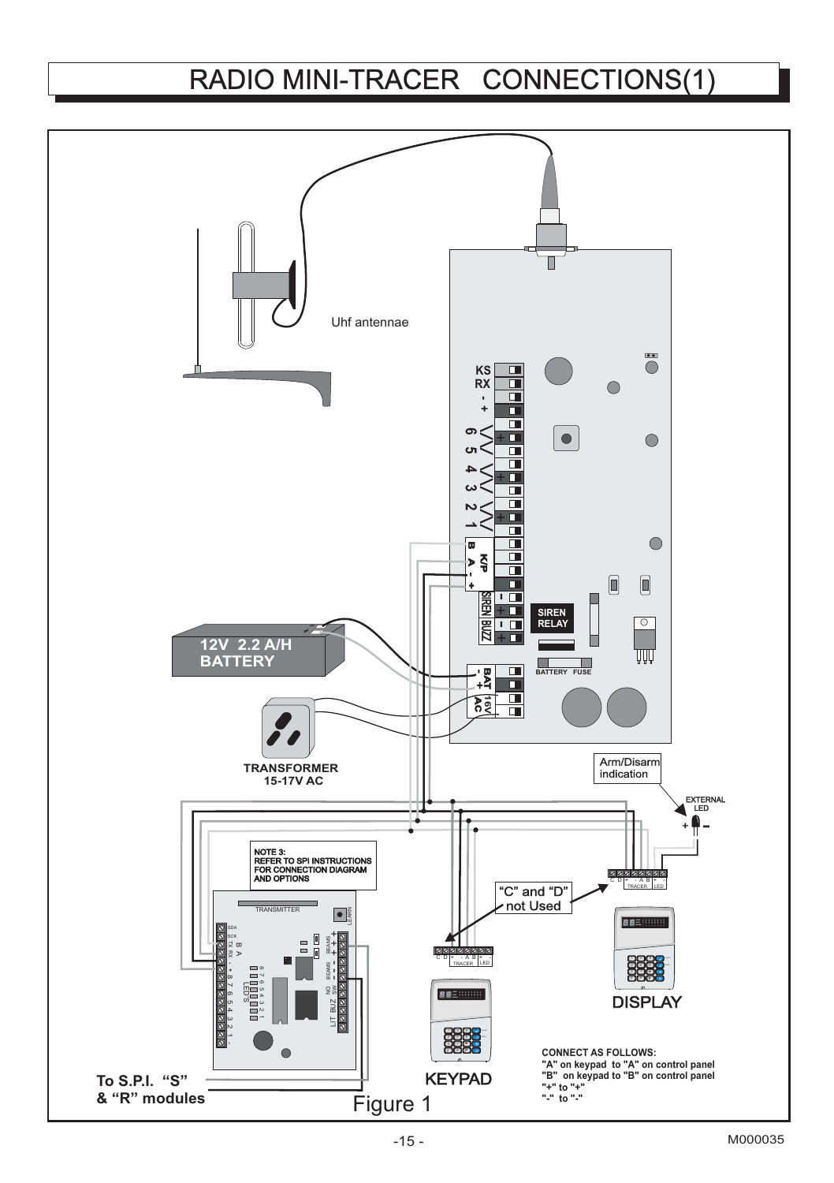# RADIO MINI-TRACER CONNECTIONS(1)

Uhf antennae

KS
RX
-
+
6
5
4
3
2
1
B A - +
K/P
SIREN
BUZZ
SIREN RELAY
12V 2.2 A/H BATTERY
BAT - +
16V AC
BATTERY FUSE
TRANSFORMER 15-17V AC
Arm/Disarm indication
EXTERNAL LED
+ -

NOTE 3:
REFER TO SPI INSTRUCTIONS FOR CONNECTION DIAGRAM AND OPTIONS

TRANSMITTER
LEARN
"C" and "D" not Used
C D + - A B + -
TRACER LED
KEYPAD
DISPLAY

To S.P.I. "S" & "R" modules

CONNECT AS FOLLOWS:
"A" on keypad to "A" on control panel
"B" on keypad to "B" on control panel
"+" to "+"
"-" to "-"

Figure 1

M000035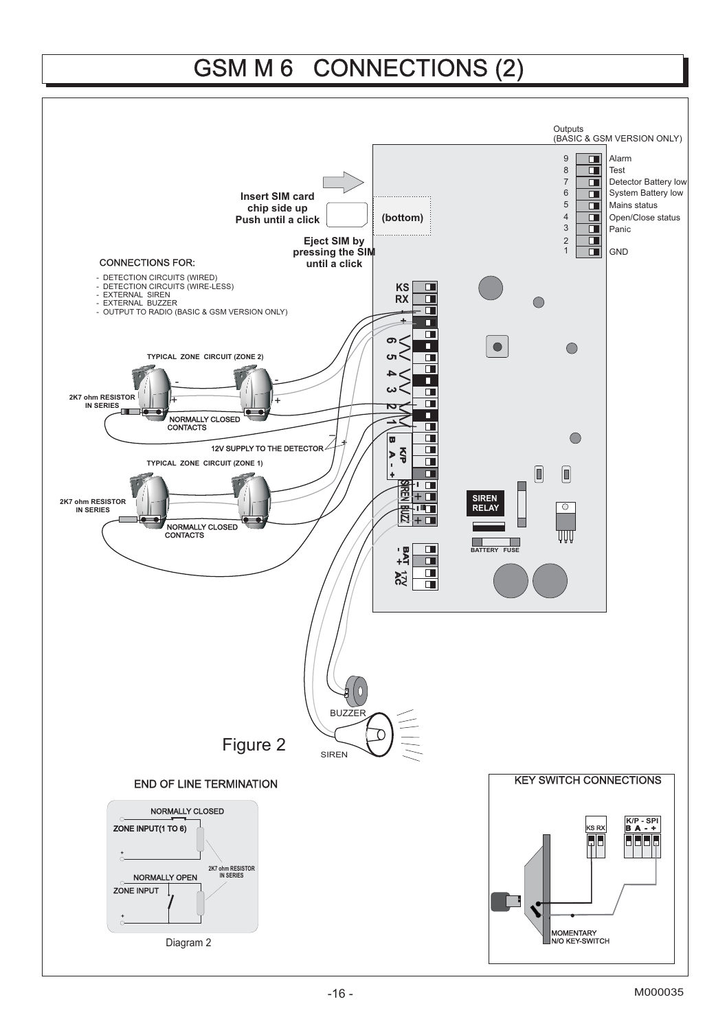# GSM M 6 CONNECTIONS (2)

Outputs
(BASIC & GSM VERSION ONLY)

9 Alarm
8 Test
7 Detector Battery low
6 System Battery low
5 Mains status
4 Open/Close status
3 Panic
2
1 GND

**Insert SIM card chip side up Push until a click**

**(bottom)**

**Eject SIM by pressing the SIM until a click**

CONNECTIONS FOR:

- DETECTION CIRCUITS (WIRED)
- DETECTION CIRCUITS (WIRE-LESS)
- EXTERNAL SIREN
- EXTERNAL BUZZER
- OUTPUT TO RADIO (BASIC & GSM VERSION ONLY)

**KS**
**RX**

**TYPICAL ZONE CIRCUIT (ZONE 2)**

**2K7 ohm RESISTOR IN SERIES**

**NORMALLY CLOSED CONTACTS**

**12V SUPPLY TO THE DETECTOR**

**TYPICAL ZONE CIRCUIT (ZONE 1)**

**2K7 ohm RESISTOR IN SERIES**

**NORMALLY CLOSED CONTACTS**

**K/P B A - +**

**SIREN**

**BUZZ**

**SIREN RELAY**

**BATTERY FUSE**

**BAT - +**

**12V AC**

BUZZER

SIREN

Figure 2

## END OF LINE TERMINATION

NORMALLY CLOSED
ZONE INPUT(1 TO 6)

2K7 ohm RESISTOR IN SERIES

NORMALLY OPEN
ZONE INPUT

Diagram 2

## KEY SWITCH CONNECTIONS

KS RX

K/P - SPI
B A - +

MOMENTARY
N/O KEY-SWITCH

M000035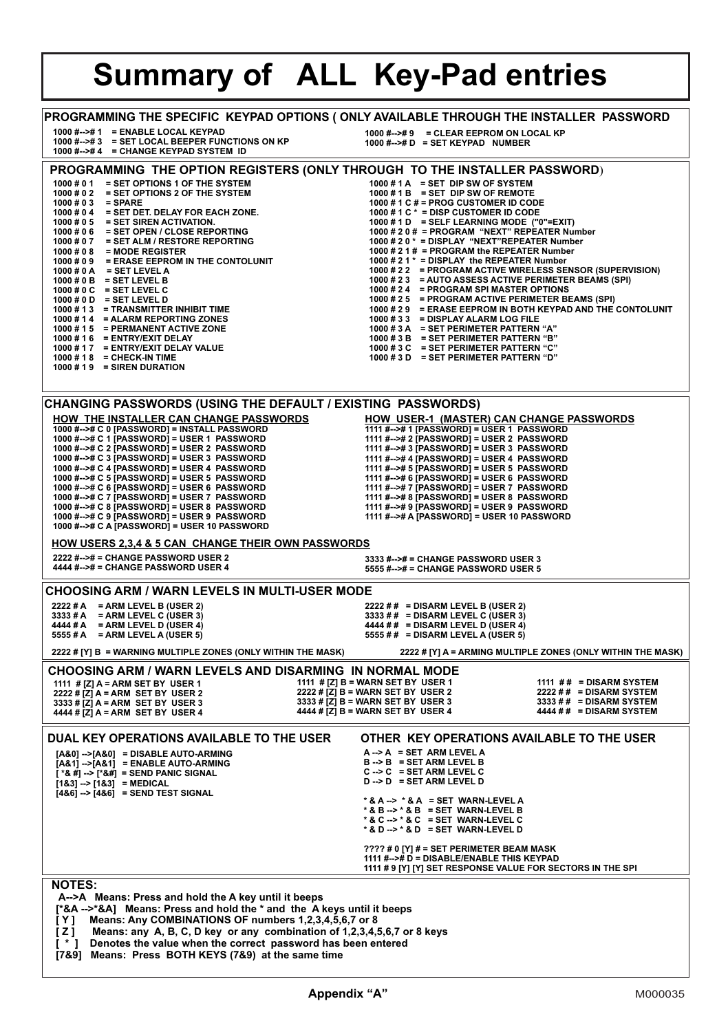# Summary of ALL Key-Pad entries

## PROGRAMMING THE SPECIFIC KEYPAD OPTIONS ( ONLY AVAILABLE THROUGH THE INSTALLER PASSWORD

1000 #--># 1 = ENABLE LOCAL KEYPAD
1000 #--># 3 = SET LOCAL BEEPER FUNCTIONS ON KP
1000 #--># 4 = CHANGE KEYPAD SYSTEM ID

1000 #--># 9 = CLEAR EEPROM ON LOCAL KP
1000 #--># D = SET KEYPAD NUMBER

## PROGRAMMING THE OPTION REGISTERS (ONLY THROUGH TO THE INSTALLER PASSWORD)

1000 # 0 1 = SET OPTIONS 1 OF THE SYSTEM
1000 # 0 2 = SET OPTIONS 2 OF THE SYSTEM
1000 # 0 3 = SPARE
1000 # 0 4 = SET DET. DELAY FOR EACH ZONE.
1000 # 0 5 = SET SIREN ACTIVATION.
1000 # 0 6 = SET OPEN / CLOSE REPORTING
1000 # 0 7 = SET ALM / RESTORE REPORTING
1000 # 0 8 = MODE REGISTER
1000 # 0 9 = ERASE EEPROM IN THE CONTOLUNIT
1000 # 0 A = SET LEVEL A
1000 # 0 B = SET LEVEL B
1000 # 0 C = SET LEVEL C
1000 # 0 D = SET LEVEL D
1000 # 1 3 = TRANSMITTER INHIBIT TIME
1000 # 1 4 = ALARM REPORTING ZONES
1000 # 1 5 = PERMANENT ACTIVE ZONE
1000 # 1 6 = ENTRY/EXIT DELAY
1000 # 1 7 = ENTRY/EXIT DELAY VALUE
1000 # 1 8 = CHECK-IN TIME
1000 # 1 9 = SIREN DURATION

1000 # 1 A = SET DIP SW OF SYSTEM
1000 # 1 B = SET DIP SW OF REMOTE
1000 # 1 C # = PROG CUSTOMER ID CODE
1000 # 1 C * = DISP CUSTOMER ID CODE
1000 # 1 D = SELF LEARNING MODE ("0"=EXIT)
1000 # 2 0 # = PROGRAM "NEXT" REPEATER Number
1000 # 2 0 * = DISPLAY "NEXT"REPEATER Number
1000 # 2 1 # = PROGRAM the REPEATER Number
1000 # 2 1 * = DISPLAY the REPEATER Number
1000 # 2 2 = PROGRAM ACTIVE WIRELESS SENSOR (SUPERVISION)
1000 # 2 3 = AUTO ASSESS ACTIVE PERIMETER BEAMS (SPI)
1000 # 2 4 = PROGRAM SPI MASTER OPTIONS
1000 # 2 5 = PROGRAM ACTIVE PERIMETER BEAMS (SPI)
1000 # 2 9 = ERASE EEPROM IN BOTH KEYPAD AND THE CONTOLUNIT
1000 # 3 3 = DISPLAY ALARM LOG FILE
1000 # 3 A = SET PERIMETER PATTERN "A"
1000 # 3 B = SET PERIMETER PATTERN "B"
1000 # 3 C = SET PERIMETER PATTERN "C"
1000 # 3 D = SET PERIMETER PATTERN "D"

## CHANGING PASSWORDS (USING THE DEFAULT / EXISTING PASSWORDS)

### HOW THE INSTALLER CAN CHANGE PASSWORDS

1000 #--># C 0 [PASSWORD] = INSTALL PASSWORD
1000 #--># C 1 [PASSWORD] = USER 1 PASSWORD
1000 #--># C 2 [PASSWORD] = USER 2 PASSWORD
1000 #--># C 3 [PASSWORD] = USER 3 PASSWORD
1000 #--># C 4 [PASSWORD] = USER 4 PASSWORD
1000 #--># C 5 [PASSWORD] = USER 5 PASSWORD
1000 #--># C 6 [PASSWORD] = USER 6 PASSWORD
1000 #--># C 7 [PASSWORD] = USER 7 PASSWORD
1000 #--># C 8 [PASSWORD] = USER 8 PASSWORD
1000 #--># C 9 [PASSWORD] = USER 9 PASSWORD
1000 #--># C A [PASSWORD] = USER 10 PASSWORD

### HOW USER-1 (MASTER) CAN CHANGE PASSWORDS

1111 #--># 1 [PASSWORD] = USER 1 PASSWORD
1111 #--># 2 [PASSWORD] = USER 2 PASSWORD
1111 #--># 3 [PASSWORD] = USER 3 PASSWORD
1111 #--># 4 [PASSWORD] = USER 4 PASSWORD
1111 #--># 5 [PASSWORD] = USER 5 PASSWORD
1111 #--># 6 [PASSWORD] = USER 6 PASSWORD
1111 #--># 7 [PASSWORD] = USER 7 PASSWORD
1111 #--># 8 [PASSWORD] = USER 8 PASSWORD
1111 #--># 9 [PASSWORD] = USER 9 PASSWORD
1111 #--># A [PASSWORD] = USER 10 PASSWORD

### HOW USERS 2,3,4 & 5 CAN CHANGE THEIR OWN PASSWORDS

2222 #--># = CHANGE PASSWORD USER 2
4444 #--># = CHANGE PASSWORD USER 4

3333 #--># = CHANGE PASSWORD USER 3
5555 #--># = CHANGE PASSWORD USER 5

## CHOOSING ARM / WARN LEVELS IN MULTI-USER MODE

2222 # A = ARM LEVEL B (USER 2)
3333 # A = ARM LEVEL C (USER 3)
4444 # A = ARM LEVEL D (USER 4)
5555 # A = ARM LEVEL A (USER 5)

2222 # # = DISARM LEVEL B (USER 2)
3333 # # = DISARM LEVEL C (USER 3)
4444 # # = DISARM LEVEL D (USER 4)
5555 # # = DISARM LEVEL A (USER 5)

2222 # [Y] B = WARNING MULTIPLE ZONES (ONLY WITHIN THE MASK)

2222 # [Y] A = ARMING MULTIPLE ZONES (ONLY WITHIN THE MASK)

## CHOOSING ARM / WARN LEVELS AND DISARMING IN NORMAL MODE

1111 # [Z] A = ARM SET BY USER 1
2222 # [Z] A = ARM SET BY USER 2
3333 # [Z] A = ARM SET BY USER 3
4444 # [Z] A = ARM SET BY USER 4

1111 # [Z] B = WARN SET BY USER 1
2222 # [Z] B = WARN SET BY USER 2
3333 # [Z] B = WARN SET BY USER 3
4444 # [Z] B = WARN SET BY USER 4

1111 # # = DISARM SYSTEM
2222 # # = DISARM SYSTEM
3333 # # = DISARM SYSTEM
4444 # # = DISARM SYSTEM

## DUAL KEY OPERATIONS AVAILABLE TO THE USER

[A&0] -->[A&0] = DISABLE AUTO-ARMING
[A&1] -->[A&1] = ENABLE AUTO-ARMING
[ *& #] --> [*&#] = SEND PANIC SIGNAL
[1&3] --> [1&3] = MEDICAL
[4&6] --> [4&6] = SEND TEST SIGNAL

## OTHER KEY OPERATIONS AVAILABLE TO THE USER

A --> A = SET ARM LEVEL A
B --> B = SET ARM LEVEL B
C --> C = SET ARM LEVEL C
D --> D = SET ARM LEVEL D

* & A --> * & A = SET WARN-LEVEL A
* & B --> * & B = SET WARN-LEVEL B
* & C --> * & C = SET WARN-LEVEL C
* & D --> * & D = SET WARN-LEVEL D

???? # 0 [Y] # = SET PERIMETER BEAM MASK
1111 #--># D = DISABLE/ENABLE THIS KEYPAD
1111 # 9 [Y] [Y] SET RESPONSE VALUE FOR SECTORS IN THE SPI

## NOTES:

A-->A Means: Press and hold the A key until it beeps
[*&A -->*&A] Means: Press and hold the * and the A keys until it beeps
[ Y ] Means: Any COMBINATIONS OF numbers 1,2,3,4,5,6,7 or 8
[ Z ] Means: any A, B, C, D key or any combination of 1,2,3,4,5,6,7 or 8 keys
[ * ] Denotes the value when the correct password has been entered
[7&9] Means: Press BOTH KEYS (7&9) at the same time

Appendix "A"

M000035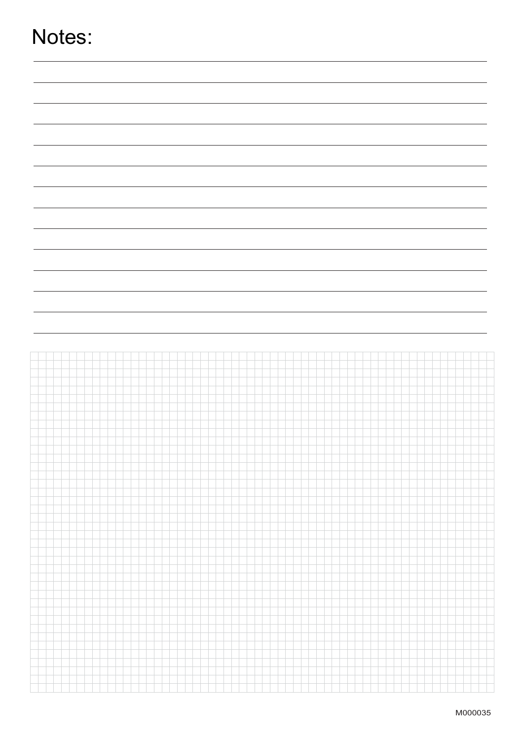# Notes:

M000035